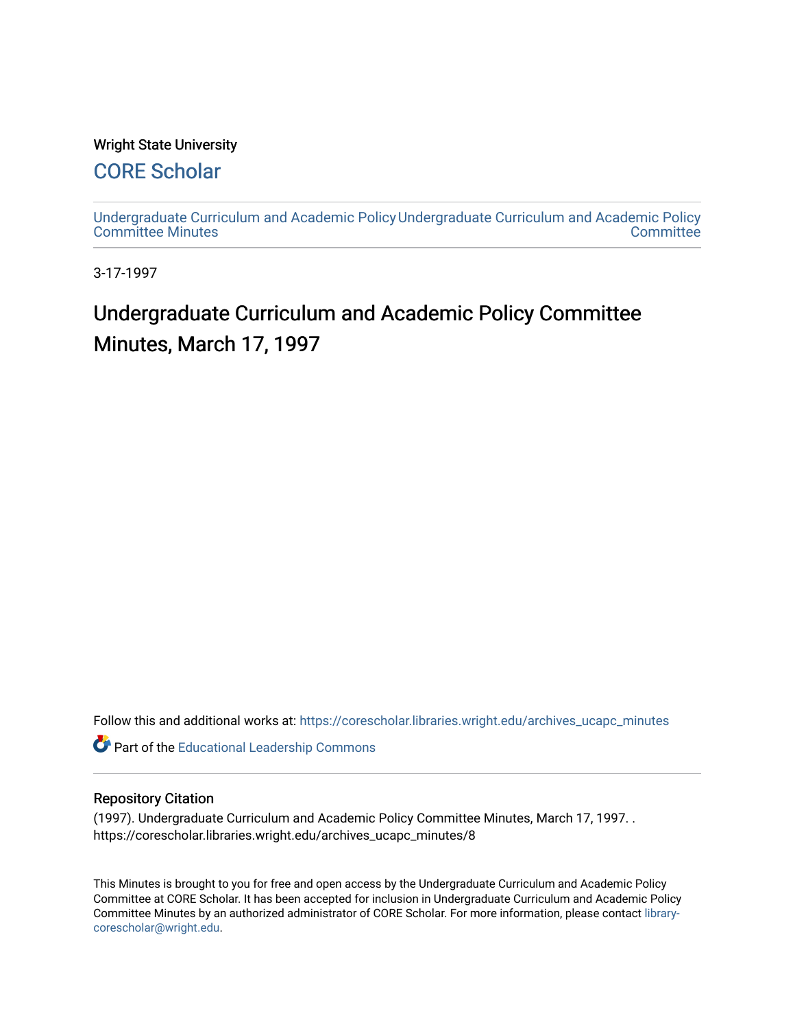Wright State University

## CORE Scholar

Undergraduate Curriculum and Academic Policy Committee Minutes | Undergraduate Curriculum and Academic Policy Committee

3-17-1997

# Undergraduate Curriculum and Academic Policy Committee Minutes, March 17, 1997

Follow this and additional works at: https://corescholar.libraries.wright.edu/archives_ucapc_minutes

Part of the Educational Leadership Commons

## Repository Citation

(1997). Undergraduate Curriculum and Academic Policy Committee Minutes, March 17, 1997. . https://corescholar.libraries.wright.edu/archives_ucapc_minutes/8

This Minutes is brought to you for free and open access by the Undergraduate Curriculum and Academic Policy Committee at CORE Scholar. It has been accepted for inclusion in Undergraduate Curriculum and Academic Policy Committee Minutes by an authorized administrator of CORE Scholar. For more information, please contact library-corescholar@wright.edu.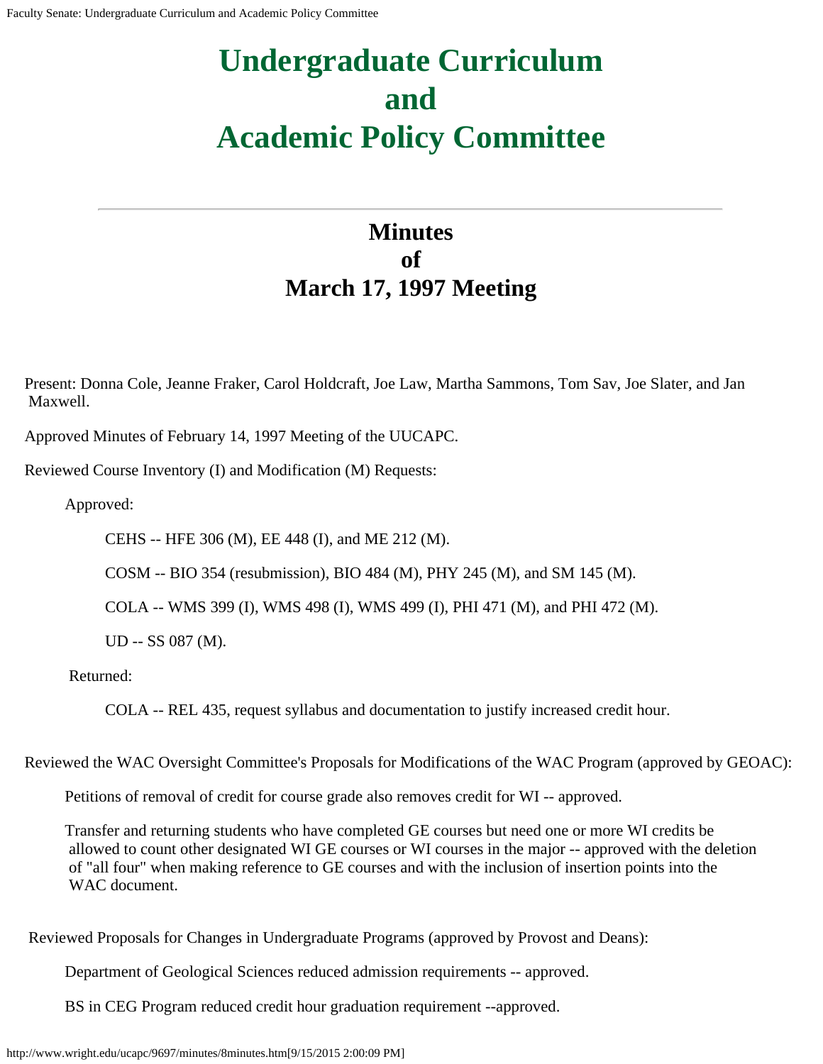# Undergraduate Curriculum and Academic Policy Committee

## Minutes of March 17, 1997 Meeting

Present: Donna Cole, Jeanne Fraker, Carol Holdcraft, Joe Law, Martha Sammons, Tom Sav, Joe Slater, and Jan Maxwell.

Approved Minutes of February 14, 1997 Meeting of the UUCAPC.

Reviewed Course Inventory (I) and Modification (M) Requests:

Approved:

CEHS -- HFE 306 (M), EE 448 (I), and ME 212 (M).

COSM -- BIO 354 (resubmission), BIO 484 (M), PHY 245 (M), and SM 145 (M).

COLA -- WMS 399 (I), WMS 498 (I), WMS 499 (I), PHI 471 (M), and PHI 472 (M).

UD -- SS 087 (M).

Returned:

COLA -- REL 435, request syllabus and documentation to justify increased credit hour.

Reviewed the WAC Oversight Committee's Proposals for Modifications of the WAC Program (approved by GEOAC):

Petitions of removal of credit for course grade also removes credit for WI -- approved.

Transfer and returning students who have completed GE courses but need one or more WI credits be allowed to count other designated WI GE courses or WI courses in the major -- approved with the deletion of "all four" when making reference to GE courses and with the inclusion of insertion points into the WAC document.

Reviewed Proposals for Changes in Undergraduate Programs (approved by Provost and Deans):

Department of Geological Sciences reduced admission requirements -- approved.

BS in CEG Program reduced credit hour graduation requirement --approved.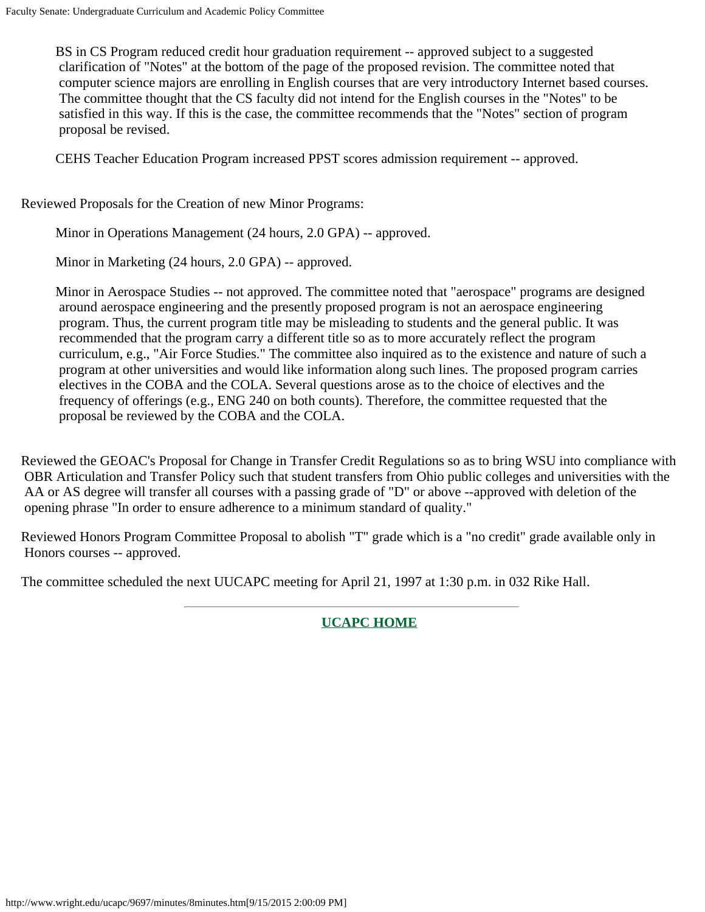BS in CS Program reduced credit hour graduation requirement -- approved subject to a suggested clarification of "Notes" at the bottom of the page of the proposed revision. The committee noted that computer science majors are enrolling in English courses that are very introductory Internet based courses. The committee thought that the CS faculty did not intend for the English courses in the "Notes" to be satisfied in this way. If this is the case, the committee recommends that the "Notes" section of program proposal be revised.

CEHS Teacher Education Program increased PPST scores admission requirement -- approved.

Reviewed Proposals for the Creation of new Minor Programs:

Minor in Operations Management (24 hours, 2.0 GPA) -- approved.

Minor in Marketing (24 hours, 2.0 GPA) -- approved.

Minor in Aerospace Studies -- not approved. The committee noted that "aerospace" programs are designed around aerospace engineering and the presently proposed program is not an aerospace engineering program. Thus, the current program title may be misleading to students and the general public. It was recommended that the program carry a different title so as to more accurately reflect the program curriculum, e.g., "Air Force Studies." The committee also inquired as to the existence and nature of such a program at other universities and would like information along such lines. The proposed program carries electives in the COBA and the COLA. Several questions arose as to the choice of electives and the frequency of offerings (e.g., ENG 240 on both counts). Therefore, the committee requested that the proposal be reviewed by the COBA and the COLA.

Reviewed the GEOAC's Proposal for Change in Transfer Credit Regulations so as to bring WSU into compliance with OBR Articulation and Transfer Policy such that student transfers from Ohio public colleges and universities with the AA or AS degree will transfer all courses with a passing grade of "D" or above --approved with deletion of the opening phrase "In order to ensure adherence to a minimum standard of quality."

Reviewed Honors Program Committee Proposal to abolish "T" grade which is a "no credit" grade available only in Honors courses -- approved.

The committee scheduled the next UUCAPC meeting for April 21, 1997 at 1:30 p.m. in 032 Rike Hall.

---

**UCAPC HOME**